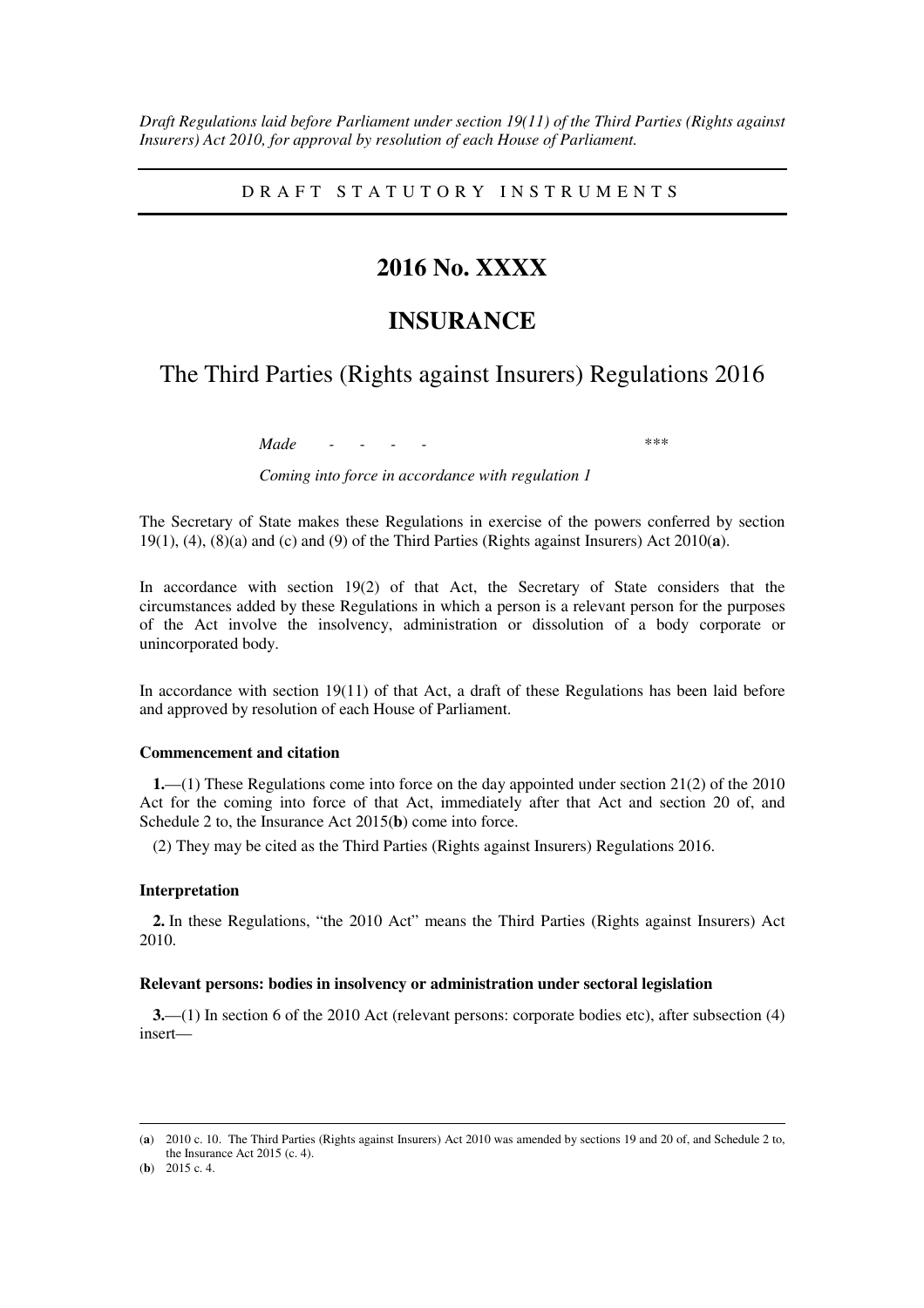*Draft Regulations laid before Parliament under section 19(11) of the Third Parties (Rights against Insurers) Act 2010, for approval by resolution of each House of Parliament.*

---

D R A F T   S T A T U T O R Y   I N S T R U M E N T S

---

# 2016 No. XXXX

# INSURANCE

## The Third Parties (Rights against Insurers) Regulations 2016

*Made* - - - - \*\*\*

*Coming into force in accordance with regulation 1*

The Secretary of State makes these Regulations in exercise of the powers conferred by section 19(1), (4), (8)(a) and (c) and (9) of the Third Parties (Rights against Insurers) Act 2010(**a**).

In accordance with section 19(2) of that Act, the Secretary of State considers that the circumstances added by these Regulations in which a person is a relevant person for the purposes of the Act involve the insolvency, administration or dissolution of a body corporate or unincorporated body.

In accordance with section 19(11) of that Act, a draft of these Regulations has been laid before and approved by resolution of each House of Parliament.

### Commencement and citation

**1.**—(1) These Regulations come into force on the day appointed under section 21(2) of the 2010 Act for the coming into force of that Act, immediately after that Act and section 20 of, and Schedule 2 to, the Insurance Act 2015(**b**) come into force.

(2) They may be cited as the Third Parties (Rights against Insurers) Regulations 2016.

### Interpretation

**2.** In these Regulations, "the 2010 Act" means the Third Parties (Rights against Insurers) Act 2010.

### Relevant persons: bodies in insolvency or administration under sectoral legislation

**3.**—(1) In section 6 of the 2010 Act (relevant persons: corporate bodies etc), after subsection (4) insert—

---

(**a**) 2010 c. 10. The Third Parties (Rights against Insurers) Act 2010 was amended by sections 19 and 20 of, and Schedule 2 to, the Insurance Act 2015 (c. 4).

(**b**) 2015 c. 4.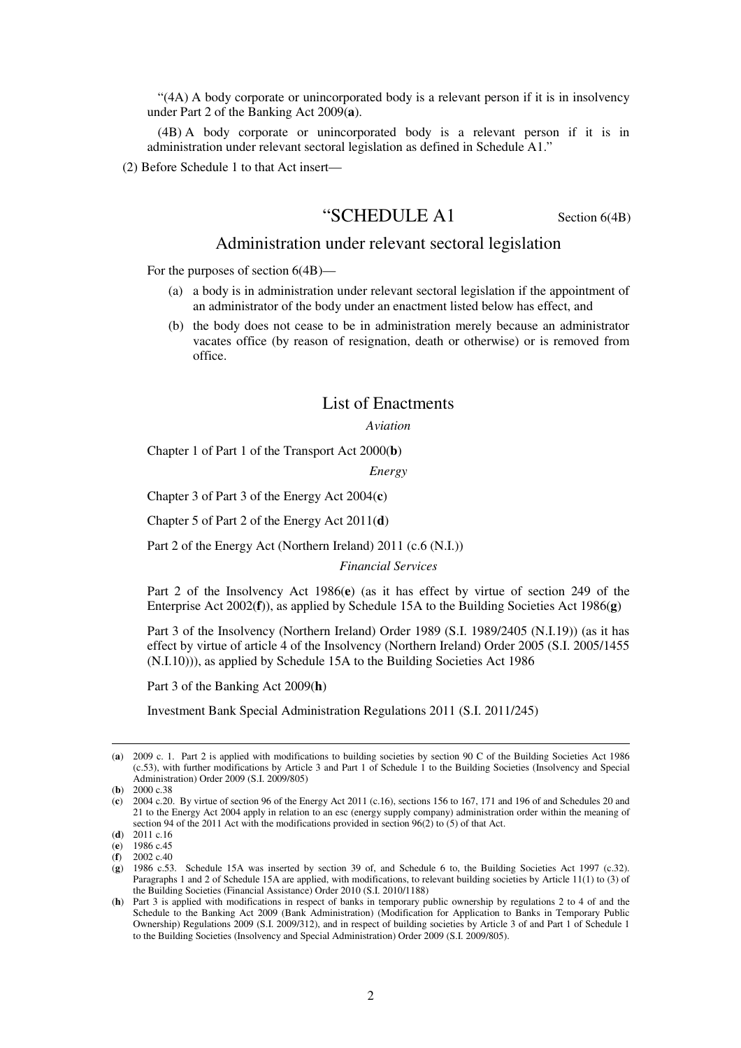"(4A) A body corporate or unincorporated body is a relevant person if it is in insolvency under Part 2 of the Banking Act 2009(**a**).

(4B) A body corporate or unincorporated body is a relevant person if it is in administration under relevant sectoral legislation as defined in Schedule A1."

(2) Before Schedule 1 to that Act insert—

## "SCHEDULE A1

Section 6(4B)

### Administration under relevant sectoral legislation

For the purposes of section 6(4B)—

(a) a body is in administration under relevant sectoral legislation if the appointment of an administrator of the body under an enactment listed below has effect, and

(b) the body does not cease to be in administration merely because an administrator vacates office (by reason of resignation, death or otherwise) or is removed from office.

### List of Enactments

*Aviation*

Chapter 1 of Part 1 of the Transport Act 2000(**b**)

*Energy*

Chapter 3 of Part 3 of the Energy Act 2004(**c**)

Chapter 5 of Part 2 of the Energy Act 2011(**d**)

Part 2 of the Energy Act (Northern Ireland) 2011 (c.6 (N.I.))

*Financial Services*

Part 2 of the Insolvency Act 1986(**e**) (as it has effect by virtue of section 249 of the Enterprise Act 2002(**f**)), as applied by Schedule 15A to the Building Societies Act 1986(**g**)

Part 3 of the Insolvency (Northern Ireland) Order 1989 (S.I. 1989/2405 (N.I.19)) (as it has effect by virtue of article 4 of the Insolvency (Northern Ireland) Order 2005 (S.I. 2005/1455 (N.I.10))), as applied by Schedule 15A to the Building Societies Act 1986

Part 3 of the Banking Act 2009(**h**)

Investment Bank Special Administration Regulations 2011 (S.I. 2011/245)

---

(**a**) 2009 c. 1. Part 2 is applied with modifications to building societies by section 90 C of the Building Societies Act 1986 (c.53), with further modifications by Article 3 and Part 1 of Schedule 1 to the Building Societies (Insolvency and Special Administration) Order 2009 (S.I. 2009/805)

(**b**) 2000 c.38

(**c**) 2004 c.20. By virtue of section 96 of the Energy Act 2011 (c.16), sections 156 to 167, 171 and 196 of and Schedules 20 and 21 to the Energy Act 2004 apply in relation to an esc (energy supply company) administration order within the meaning of section 94 of the 2011 Act with the modifications provided in section 96(2) to (5) of that Act.

(**d**) 2011 c.16

(**e**) 1986 c.45

(**f**) 2002 c.40

(**g**) 1986 c.53. Schedule 15A was inserted by section 39 of, and Schedule 6 to, the Building Societies Act 1997 (c.32). Paragraphs 1 and 2 of Schedule 15A are applied, with modifications, to relevant building societies by Article 11(1) to (3) of the Building Societies (Financial Assistance) Order 2010 (S.I. 2010/1188)

(**h**) Part 3 is applied with modifications in respect of banks in temporary public ownership by regulations 2 to 4 of and the Schedule to the Banking Act 2009 (Bank Administration) (Modification for Application to Banks in Temporary Public Ownership) Regulations 2009 (S.I. 2009/312), and in respect of building societies by Article 3 of and Part 1 of Schedule 1 to the Building Societies (Insolvency and Special Administration) Order 2009 (S.I. 2009/805).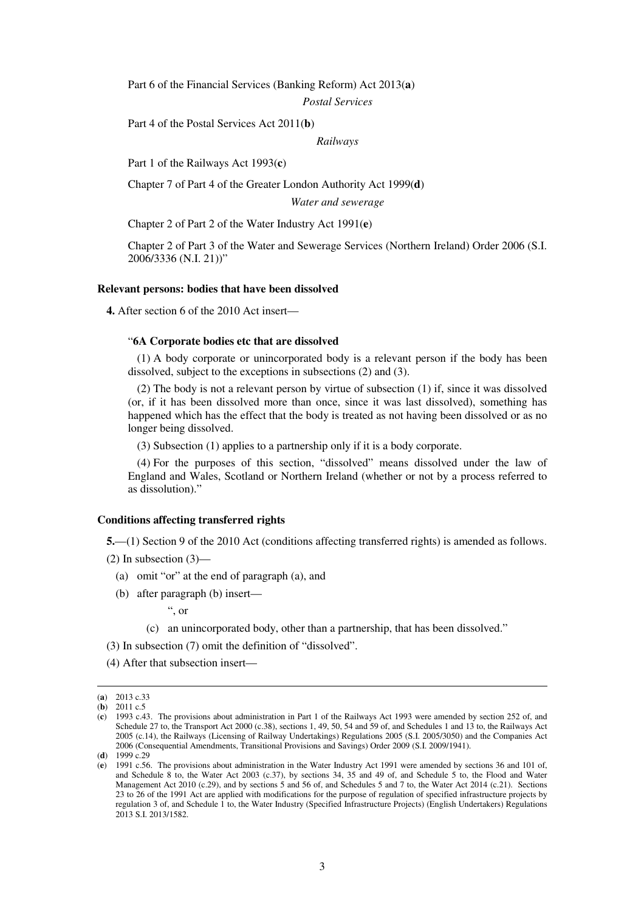Part 6 of the Financial Services (Banking Reform) Act 2013(**a**)

*Postal Services*

Part 4 of the Postal Services Act 2011(**b**)

*Railways*

Part 1 of the Railways Act 1993(**c**)

Chapter 7 of Part 4 of the Greater London Authority Act 1999(**d**)

*Water and sewerage*

Chapter 2 of Part 2 of the Water Industry Act 1991(**e**)

Chapter 2 of Part 3 of the Water and Sewerage Services (Northern Ireland) Order 2006 (S.I. 2006/3336 (N.I. 21))"

**Relevant persons: bodies that have been dissolved**

**4.** After section 6 of the 2010 Act insert—

"**6A Corporate bodies etc that are dissolved**

(1) A body corporate or unincorporated body is a relevant person if the body has been dissolved, subject to the exceptions in subsections (2) and (3).

(2) The body is not a relevant person by virtue of subsection (1) if, since it was dissolved (or, if it has been dissolved more than once, since it was last dissolved), something has happened which has the effect that the body is treated as not having been dissolved or as no longer being dissolved.

(3) Subsection (1) applies to a partnership only if it is a body corporate.

(4) For the purposes of this section, "dissolved" means dissolved under the law of England and Wales, Scotland or Northern Ireland (whether or not by a process referred to as dissolution)."

**Conditions affecting transferred rights**

**5.**—(1) Section 9 of the 2010 Act (conditions affecting transferred rights) is amended as follows.

(2) In subsection (3)—

(a) omit "or" at the end of paragraph (a), and

(b) after paragraph (b) insert—

", or

(c) an unincorporated body, other than a partnership, that has been dissolved."

(3) In subsection (7) omit the definition of "dissolved".

(4) After that subsection insert—

---

(**a**) 2013 c.33

(**b**) 2011 c.5

(**c**) 1993 c.43. The provisions about administration in Part 1 of the Railways Act 1993 were amended by section 252 of, and Schedule 27 to, the Transport Act 2000 (c.38), sections 1, 49, 50, 54 and 59 of, and Schedules 1 and 13 to, the Railways Act 2005 (c.14), the Railways (Licensing of Railway Undertakings) Regulations 2005 (S.I. 2005/3050) and the Companies Act 2006 (Consequential Amendments, Transitional Provisions and Savings) Order 2009 (S.I. 2009/1941).

(**d**) 1999 c.29

(**e**) 1991 c.56. The provisions about administration in the Water Industry Act 1991 were amended by sections 36 and 101 of, and Schedule 8 to, the Water Act 2003 (c.37), by sections 34, 35 and 49 of, and Schedule 5 to, the Flood and Water Management Act 2010 (c.29), and by sections 5 and 56 of, and Schedules 5 and 7 to, the Water Act 2014 (c.21). Sections 23 to 26 of the 1991 Act are applied with modifications for the purpose of regulation of specified infrastructure projects by regulation 3 of, and Schedule 1 to, the Water Industry (Specified Infrastructure Projects) (English Undertakers) Regulations 2013 S.I. 2013/1582.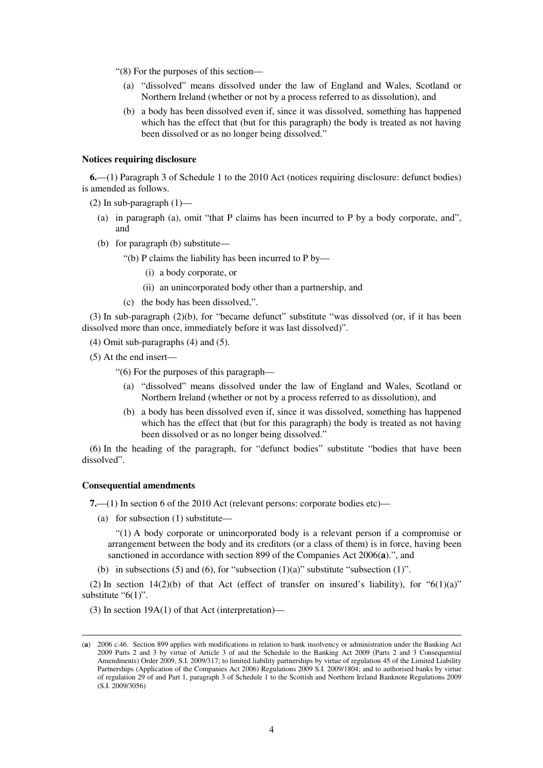"(8) For the purposes of this section—

(a) "dissolved" means dissolved under the law of England and Wales, Scotland or Northern Ireland (whether or not by a process referred to as dissolution), and

(b) a body has been dissolved even if, since it was dissolved, something has happened which has the effect that (but for this paragraph) the body is treated as not having been dissolved or as no longer being dissolved."

**Notices requiring disclosure**

**6.**—(1) Paragraph 3 of Schedule 1 to the 2010 Act (notices requiring disclosure: defunct bodies) is amended as follows.

(2) In sub-paragraph (1)—

(a) in paragraph (a), omit "that P claims has been incurred to P by a body corporate, and", and

(b) for paragraph (b) substitute—

"(b) P claims the liability has been incurred to P by—

(i) a body corporate, or

(ii) an unincorporated body other than a partnership, and

(c) the body has been dissolved,".

(3) In sub-paragraph (2)(b), for "became defunct" substitute "was dissolved (or, if it has been dissolved more than once, immediately before it was last dissolved)".

(4) Omit sub-paragraphs (4) and (5).

(5) At the end insert—

"(6) For the purposes of this paragraph—

(a) "dissolved" means dissolved under the law of England and Wales, Scotland or Northern Ireland (whether or not by a process referred to as dissolution), and

(b) a body has been dissolved even if, since it was dissolved, something has happened which has the effect that (but for this paragraph) the body is treated as not having been dissolved or as no longer being dissolved."

(6) In the heading of the paragraph, for "defunct bodies" substitute "bodies that have been dissolved".

**Consequential amendments**

**7.**—(1) In section 6 of the 2010 Act (relevant persons: corporate bodies etc)—

(a) for subsection (1) substitute—

"(1) A body corporate or unincorporated body is a relevant person if a compromise or arrangement between the body and its creditors (or a class of them) is in force, having been sanctioned in accordance with section 899 of the Companies Act 2006(**a**).", and

(b) in subsections (5) and (6), for "subsection (1)(a)" substitute "subsection (1)".

(2) In section 14(2)(b) of that Act (effect of transfer on insured's liability), for "6(1)(a)" substitute "6(1)".

(3) In section 19A(1) of that Act (interpretation)—

---

(**a**) 2006 c.46. Section 899 applies with modifications in relation to bank insolvency or administration under the Banking Act 2009 Parts 2 and 3 by virtue of Article 3 of and the Schedule to the Banking Act 2009 (Parts 2 and 3 Consequential Amendments) Order 2009, S.I. 2009/317; to limited liability partnerships by virtue of regulation 45 of the Limited Liability Partnerships (Application of the Companies Act 2006) Regulations 2009 S.I. 2009/1804; and to authorised banks by virtue of regulation 29 of and Part 1, paragraph 3 of Schedule 1 to the Scottish and Northern Ireland Banknote Regulations 2009 (S.I. 2009/3056)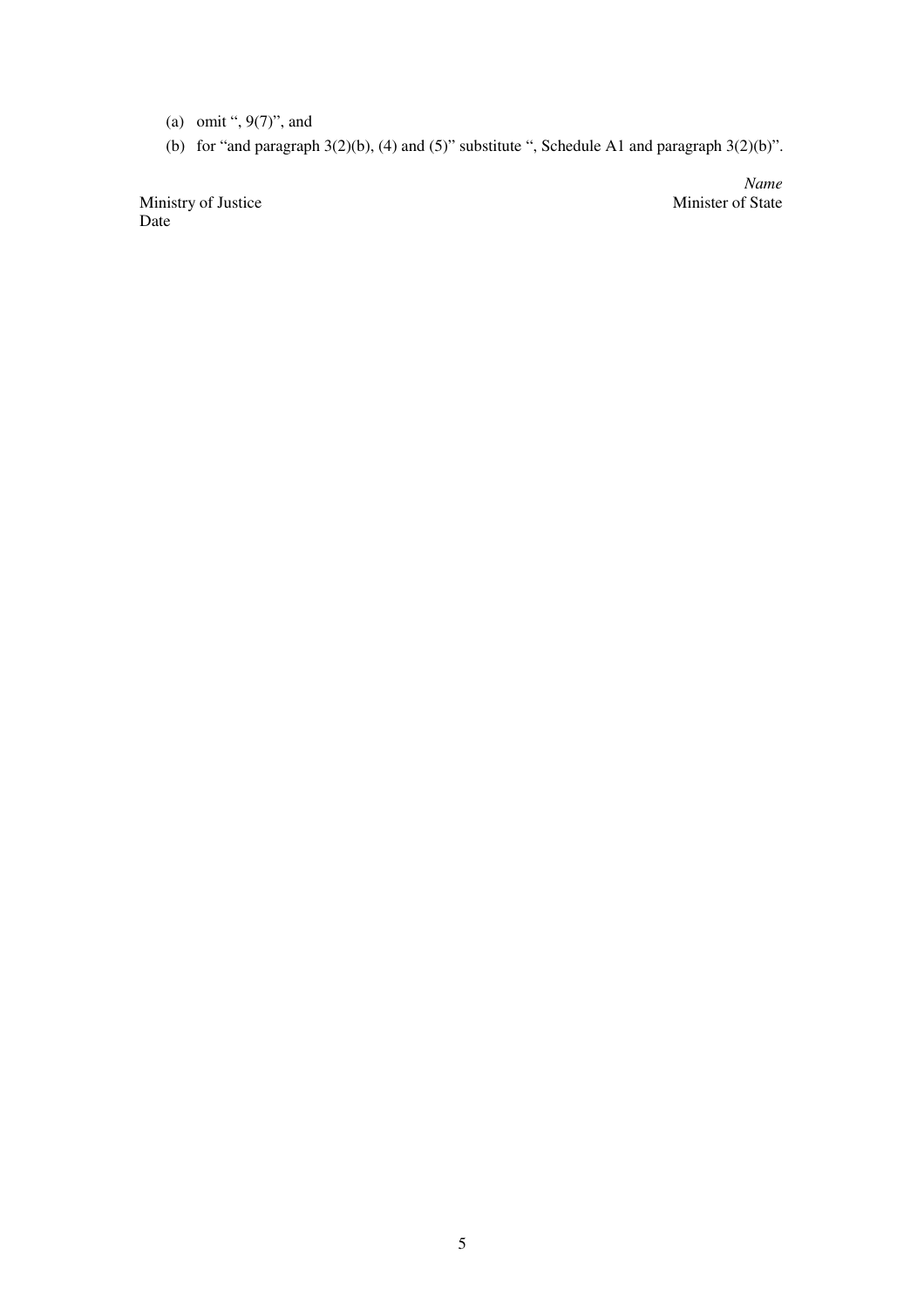(a) omit ", 9(7)", and

(b) for "and paragraph 3(2)(b), (4) and (5)" substitute ", Schedule A1 and paragraph 3(2)(b)".

*Name*
Minister of State

Ministry of Justice
Date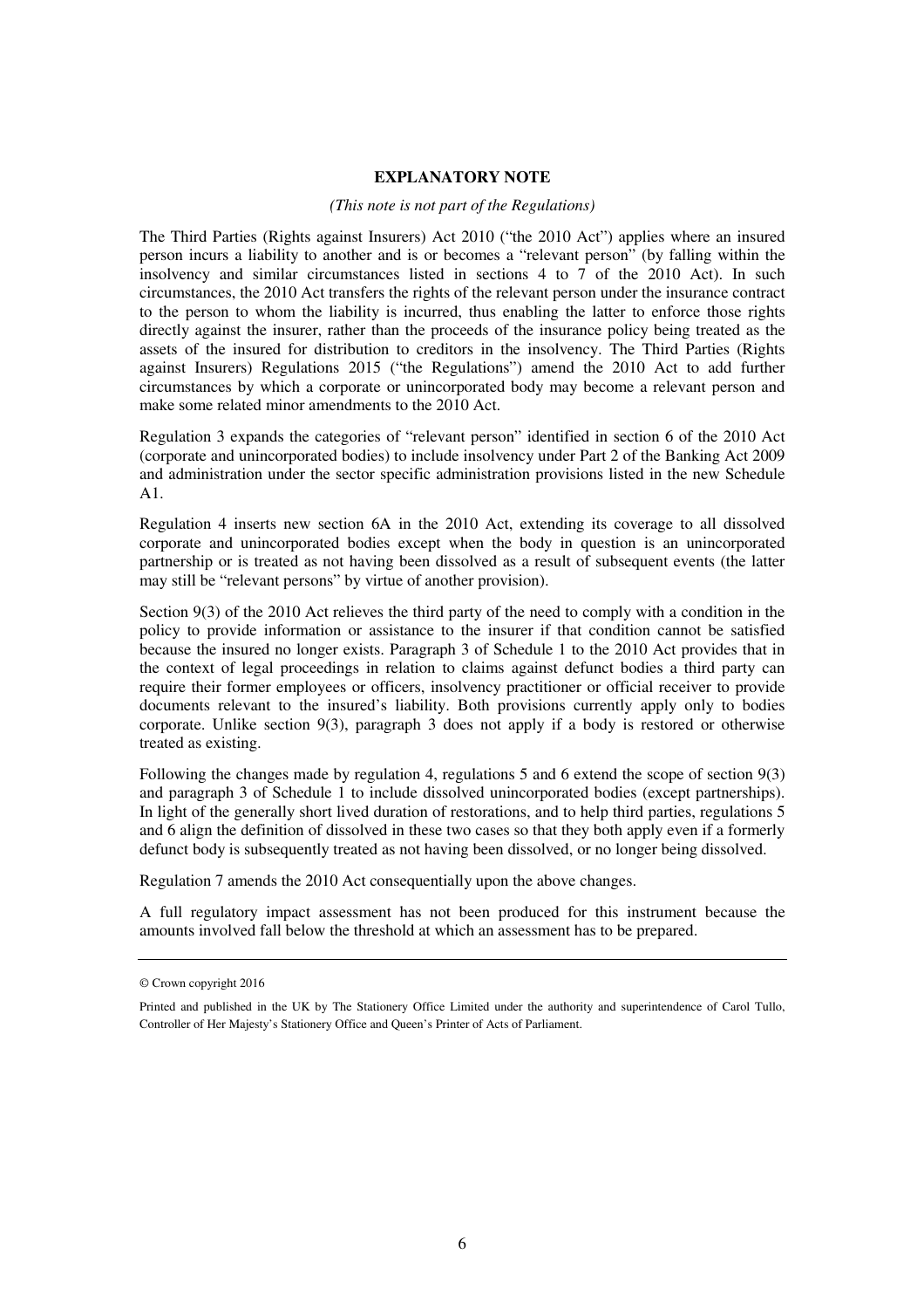**EXPLANATORY NOTE**

*(This note is not part of the Regulations)*

The Third Parties (Rights against Insurers) Act 2010 ("the 2010 Act") applies where an insured person incurs a liability to another and is or becomes a "relevant person" (by falling within the insolvency and similar circumstances listed in sections 4 to 7 of the 2010 Act). In such circumstances, the 2010 Act transfers the rights of the relevant person under the insurance contract to the person to whom the liability is incurred, thus enabling the latter to enforce those rights directly against the insurer, rather than the proceeds of the insurance policy being treated as the assets of the insured for distribution to creditors in the insolvency. The Third Parties (Rights against Insurers) Regulations 2015 ("the Regulations") amend the 2010 Act to add further circumstances by which a corporate or unincorporated body may become a relevant person and make some related minor amendments to the 2010 Act.

Regulation 3 expands the categories of "relevant person" identified in section 6 of the 2010 Act (corporate and unincorporated bodies) to include insolvency under Part 2 of the Banking Act 2009 and administration under the sector specific administration provisions listed in the new Schedule A1.

Regulation 4 inserts new section 6A in the 2010 Act, extending its coverage to all dissolved corporate and unincorporated bodies except when the body in question is an unincorporated partnership or is treated as not having been dissolved as a result of subsequent events (the latter may still be "relevant persons" by virtue of another provision).

Section 9(3) of the 2010 Act relieves the third party of the need to comply with a condition in the policy to provide information or assistance to the insurer if that condition cannot be satisfied because the insured no longer exists. Paragraph 3 of Schedule 1 to the 2010 Act provides that in the context of legal proceedings in relation to claims against defunct bodies a third party can require their former employees or officers, insolvency practitioner or official receiver to provide documents relevant to the insured's liability. Both provisions currently apply only to bodies corporate. Unlike section 9(3), paragraph 3 does not apply if a body is restored or otherwise treated as existing.

Following the changes made by regulation 4, regulations 5 and 6 extend the scope of section 9(3) and paragraph 3 of Schedule 1 to include dissolved unincorporated bodies (except partnerships). In light of the generally short lived duration of restorations, and to help third parties, regulations 5 and 6 align the definition of dissolved in these two cases so that they both apply even if a formerly defunct body is subsequently treated as not having been dissolved, or no longer being dissolved.

Regulation 7 amends the 2010 Act consequentially upon the above changes.

A full regulatory impact assessment has not been produced for this instrument because the amounts involved fall below the threshold at which an assessment has to be prepared.

---

© Crown copyright 2016

Printed and published in the UK by The Stationery Office Limited under the authority and superintendence of Carol Tullo, Controller of Her Majesty's Stationery Office and Queen's Printer of Acts of Parliament.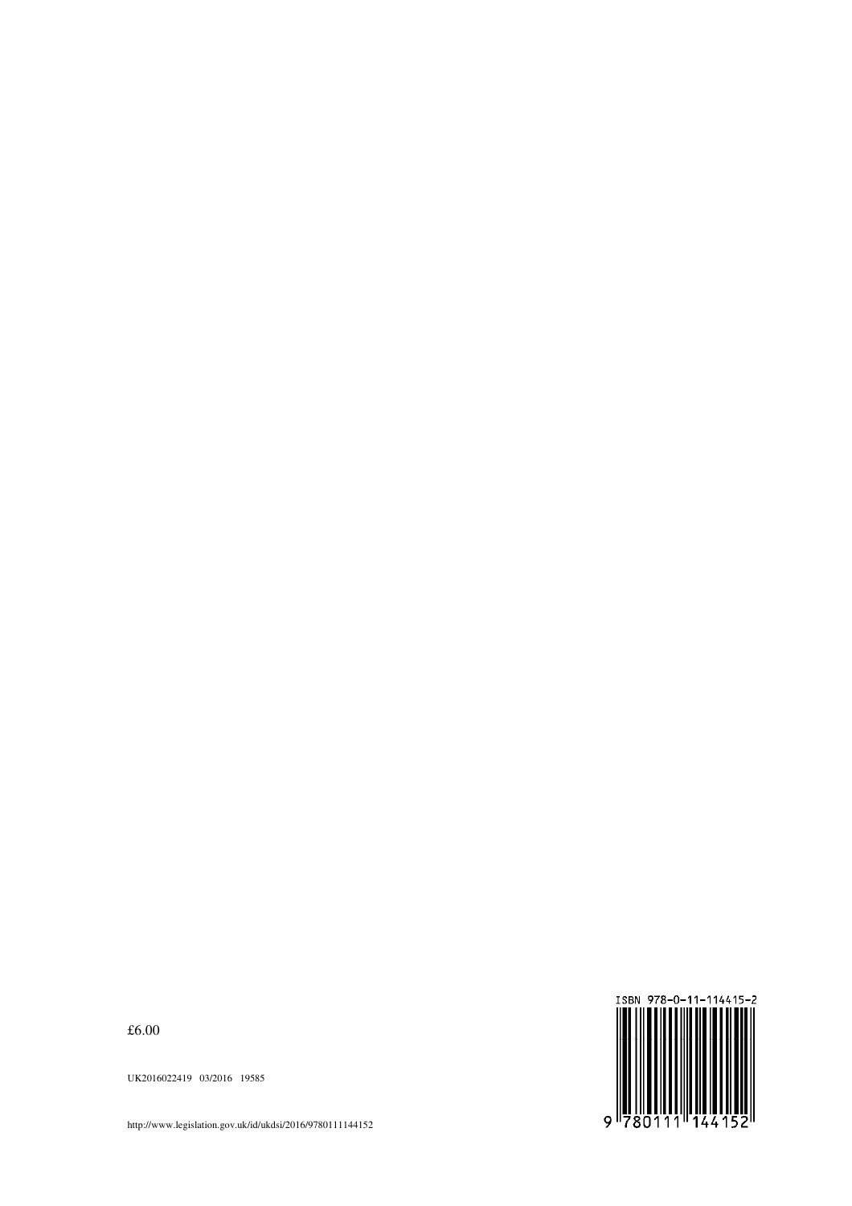£6.00

UK2016022419 03/2016 19585

http://www.legislation.gov.uk/id/ukdsi/2016/9780111144152

ISBN 978-0-11-114415-2

9 780111 144152